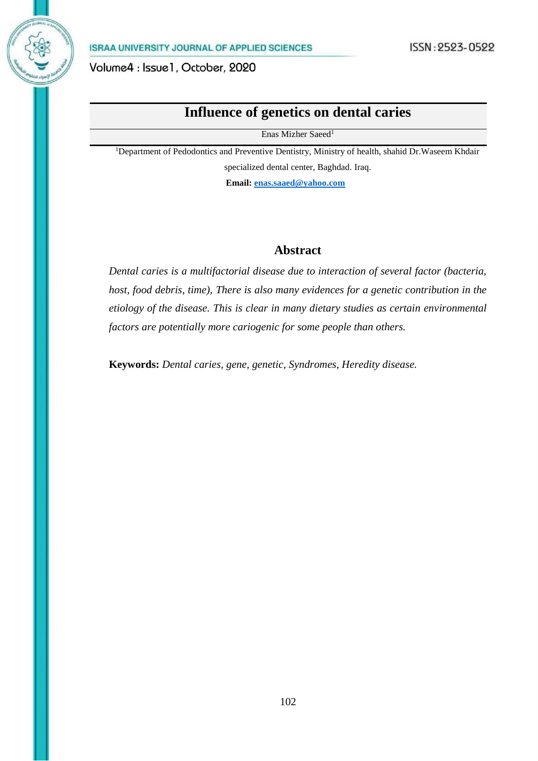# Influence of genetics on dental caries

Enas Mizher Saeed[1]

[1]Department of Pedodontics and Preventive Dentistry, Ministry of health, shahid Dr.Waseem Khdair specialized dental center, Baghdad. Iraq.

**Email:** enas.saaed@yahoo.com

## Abstract

*Dental caries is a multifactorial disease due to interaction of several factor (bacteria, host, food debris, time), There is also many evidences for a genetic contribution in the etiology of the disease. This is clear in many dietary studies as certain environmental factors are potentially more cariogenic for some people than others.*

**Keywords:** *Dental caries, gene, genetic, Syndromes, Heredity disease.*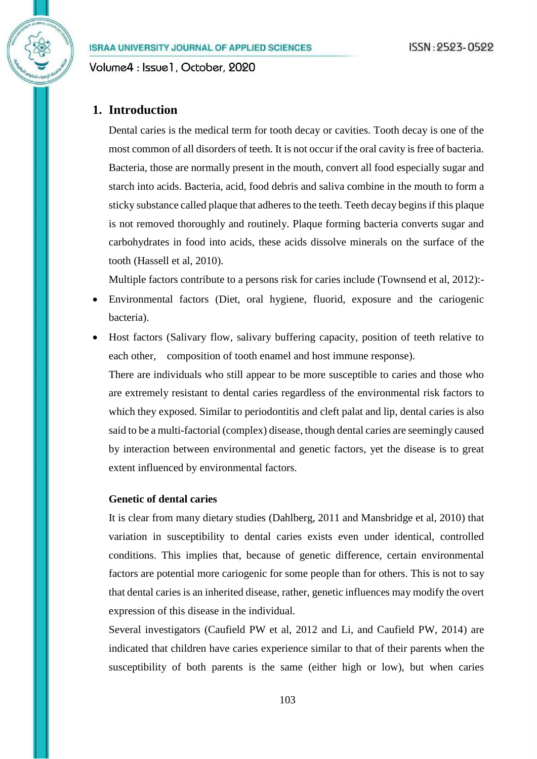## 1. Introduction

Dental caries is the medical term for tooth decay or cavities. Tooth decay is one of the most common of all disorders of teeth. It is not occur if the oral cavity is free of bacteria. Bacteria, those are normally present in the mouth, convert all food especially sugar and starch into acids. Bacteria, acid, food debris and saliva combine in the mouth to form a sticky substance called plaque that adheres to the teeth. Teeth decay begins if this plaque is not removed thoroughly and routinely. Plaque forming bacteria converts sugar and carbohydrates in food into acids, these acids dissolve minerals on the surface of the tooth (Hassell et al, 2010).

Multiple factors contribute to a persons risk for caries include (Townsend et al, 2012):-

- Environmental factors (Diet, oral hygiene, fluorid, exposure and the cariogenic bacteria).
- Host factors (Salivary flow, salivary buffering capacity, position of teeth relative to each other, composition of tooth enamel and host immune response).

There are individuals who still appear to be more susceptible to caries and those who are extremely resistant to dental caries regardless of the environmental risk factors to which they exposed. Similar to periodontitis and cleft palat and lip, dental caries is also said to be a multi-factorial (complex) disease, though dental caries are seemingly caused by interaction between environmental and genetic factors, yet the disease is to great extent influenced by environmental factors.

**Genetic of dental caries**

It is clear from many dietary studies (Dahlberg, 2011 and Mansbridge et al, 2010) that variation in susceptibility to dental caries exists even under identical, controlled conditions. This implies that, because of genetic difference, certain environmental factors are potential more cariogenic for some people than for others. This is not to say that dental caries is an inherited disease, rather, genetic influences may modify the overt expression of this disease in the individual.

Several investigators (Caufield PW et al, 2012 and Li, and Caufield PW, 2014) are indicated that children have caries experience similar to that of their parents when the susceptibility of both parents is the same (either high or low), but when caries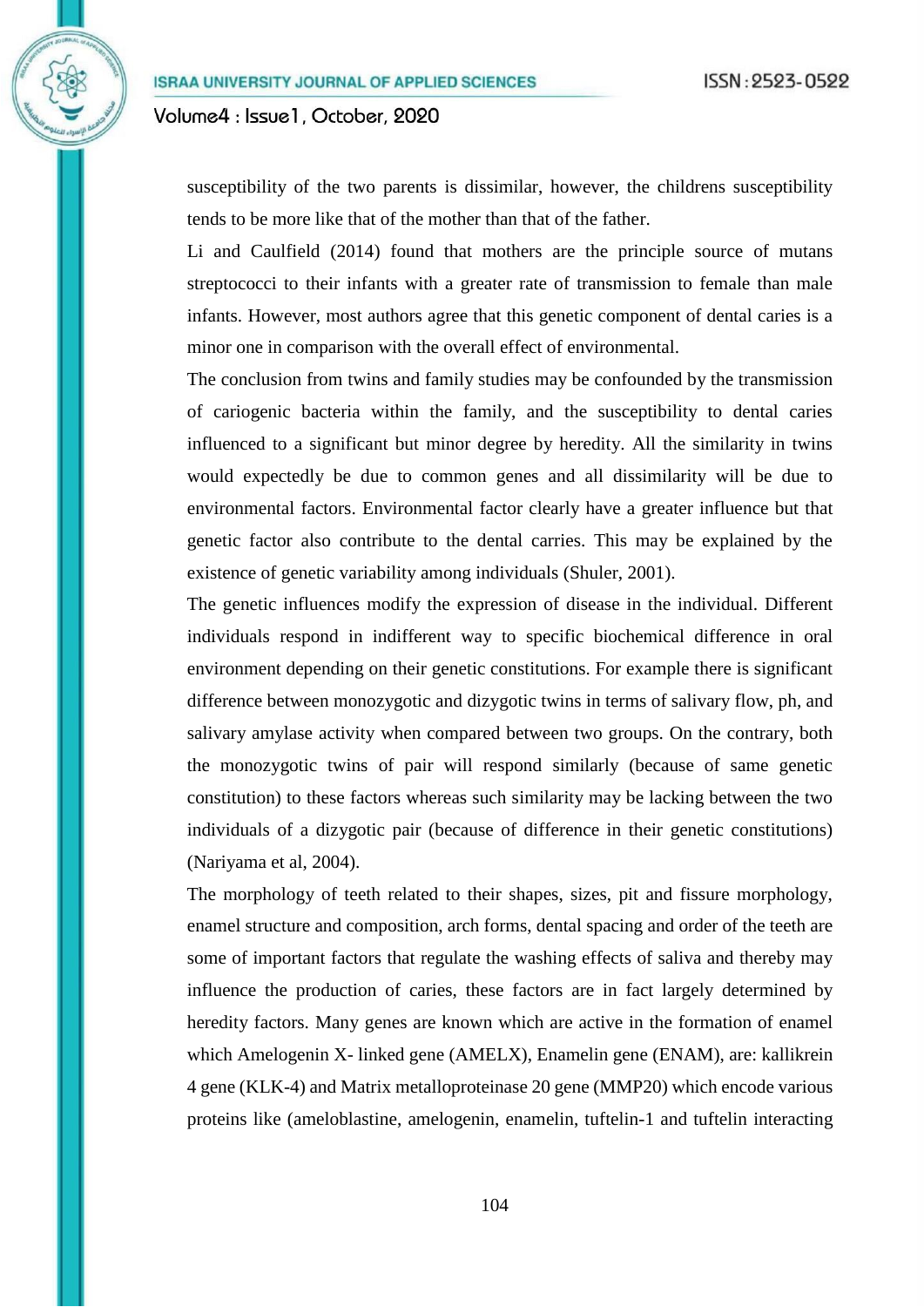susceptibility of the two parents is dissimilar, however, the childrens susceptibility tends to be more like that of the mother than that of the father.

Li and Caulfield (2014) found that mothers are the principle source of mutans streptococci to their infants with a greater rate of transmission to female than male infants. However, most authors agree that this genetic component of dental caries is a minor one in comparison with the overall effect of environmental.

The conclusion from twins and family studies may be confounded by the transmission of cariogenic bacteria within the family, and the susceptibility to dental caries influenced to a significant but minor degree by heredity. All the similarity in twins would expectedly be due to common genes and all dissimilarity will be due to environmental factors. Environmental factor clearly have a greater influence but that genetic factor also contribute to the dental carries. This may be explained by the existence of genetic variability among individuals (Shuler, 2001).

The genetic influences modify the expression of disease in the individual. Different individuals respond in indifferent way to specific biochemical difference in oral environment depending on their genetic constitutions. For example there is significant difference between monozygotic and dizygotic twins in terms of salivary flow, ph, and salivary amylase activity when compared between two groups. On the contrary, both the monozygotic twins of pair will respond similarly (because of same genetic constitution) to these factors whereas such similarity may be lacking between the two individuals of a dizygotic pair (because of difference in their genetic constitutions) (Nariyama et al, 2004).

The morphology of teeth related to their shapes, sizes, pit and fissure morphology, enamel structure and composition, arch forms, dental spacing and order of the teeth are some of important factors that regulate the washing effects of saliva and thereby may influence the production of caries, these factors are in fact largely determined by heredity factors. Many genes are known which are active in the formation of enamel which Amelogenin X- linked gene (AMELX), Enamelin gene (ENAM), are: kallikrein 4 gene (KLK-4) and Matrix metalloproteinase 20 gene (MMP20) which encode various proteins like (ameloblastine, amelogenin, enamelin, tuftelin-1 and tuftelin interacting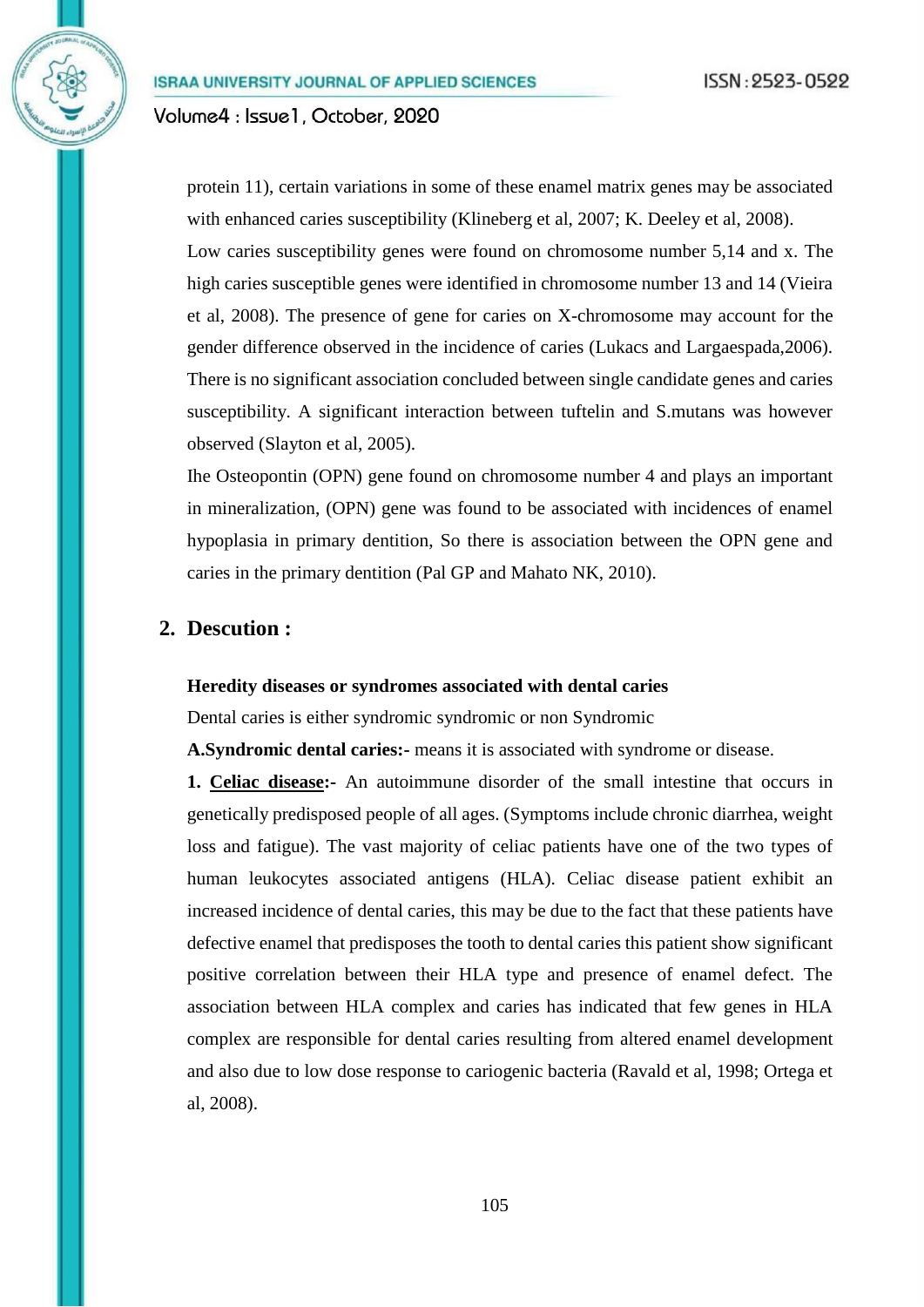protein 11), certain variations in some of these enamel matrix genes may be associated with enhanced caries susceptibility (Klineberg et al, 2007; K. Deeley et al, 2008).

Low caries susceptibility genes were found on chromosome number 5,14 and x. The high caries susceptible genes were identified in chromosome number 13 and 14 (Vieira et al, 2008). The presence of gene for caries on X-chromosome may account for the gender difference observed in the incidence of caries (Lukacs and Largaespada,2006). There is no significant association concluded between single candidate genes and caries susceptibility. A significant interaction between tuftelin and S.mutans was however observed (Slayton et al, 2005).

Ihe Osteopontin (OPN) gene found on chromosome number 4 and plays an important in mineralization, (OPN) gene was found to be associated with incidences of enamel hypoplasia in primary dentition, So there is association between the OPN gene and caries in the primary dentition (Pal GP and Mahato NK, 2010).

## 2. Descution :

**Heredity diseases or syndromes associated with dental caries**

Dental caries is either syndromic syndromic or non Syndromic

**A.Syndromic dental caries:-** means it is associated with syndrome or disease.

**1. Celiac disease:-** An autoimmune disorder of the small intestine that occurs in genetically predisposed people of all ages. (Symptoms include chronic diarrhea, weight loss and fatigue). The vast majority of celiac patients have one of the two types of human leukocytes associated antigens (HLA). Celiac disease patient exhibit an increased incidence of dental caries, this may be due to the fact that these patients have defective enamel that predisposes the tooth to dental caries this patient show significant positive correlation between their HLA type and presence of enamel defect. The association between HLA complex and caries has indicated that few genes in HLA complex are responsible for dental caries resulting from altered enamel development and also due to low dose response to cariogenic bacteria (Ravald et al, 1998; Ortega et al, 2008).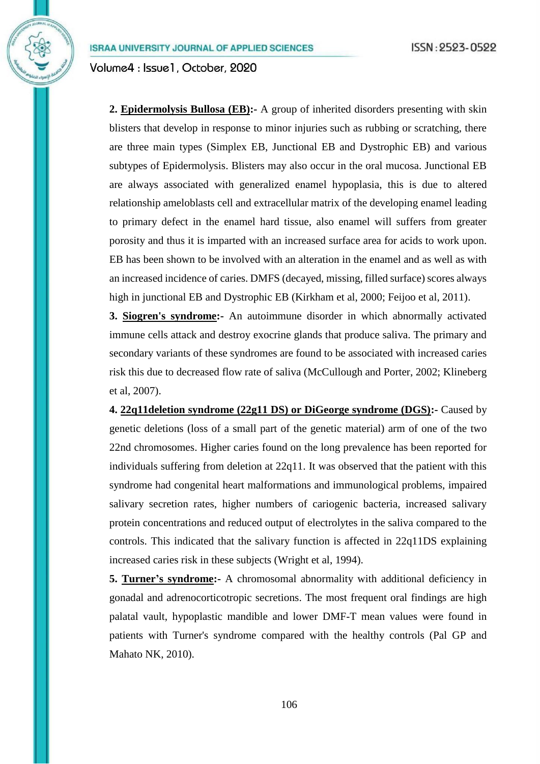**2. <u>Epidermolysis Bullosa (EB)</u>:-** A group of inherited disorders presenting with skin blisters that develop in response to minor injuries such as rubbing or scratching, there are three main types (Simplex EB, Junctional EB and Dystrophic EB) and various subtypes of Epidermolysis. Blisters may also occur in the oral mucosa. Junctional EB are always associated with generalized enamel hypoplasia, this is due to altered relationship ameloblasts cell and extracellular matrix of the developing enamel leading to primary defect in the enamel hard tissue, also enamel will suffers from greater porosity and thus it is imparted with an increased surface area for acids to work upon. EB has been shown to be involved with an alteration in the enamel and as well as with an increased incidence of caries. DMFS (decayed, missing, filled surface) scores always high in junctional EB and Dystrophic EB (Kirkham et al, 2000; Feijoo et al, 2011).

**3. <u>Siogren's syndrome</u>:-** An autoimmune disorder in which abnormally activated immune cells attack and destroy exocrine glands that produce saliva. The primary and secondary variants of these syndromes are found to be associated with increased caries risk this due to decreased flow rate of saliva (McCullough and Porter, 2002; Klineberg et al, 2007).

**4. <u>22q11deletion syndrome (22g11 DS) or DiGeorge syndrome (DGS)</u>:-** Caused by genetic deletions (loss of a small part of the genetic material) arm of one of the two 22nd chromosomes. Higher caries found on the long prevalence has been reported for individuals suffering from deletion at 22q11. It was observed that the patient with this syndrome had congenital heart malformations and immunological problems, impaired salivary secretion rates, higher numbers of cariogenic bacteria, increased salivary protein concentrations and reduced output of electrolytes in the saliva compared to the controls. This indicated that the salivary function is affected in 22q11DS explaining increased caries risk in these subjects (Wright et al, 1994).

**5. <u>Turner's syndrome</u>:-** A chromosomal abnormality with additional deficiency in gonadal and adrenocorticotropic secretions. The most frequent oral findings are high palatal vault, hypoplastic mandible and lower DMF-T mean values were found in patients with Turner's syndrome compared with the healthy controls (Pal GP and Mahato NK, 2010).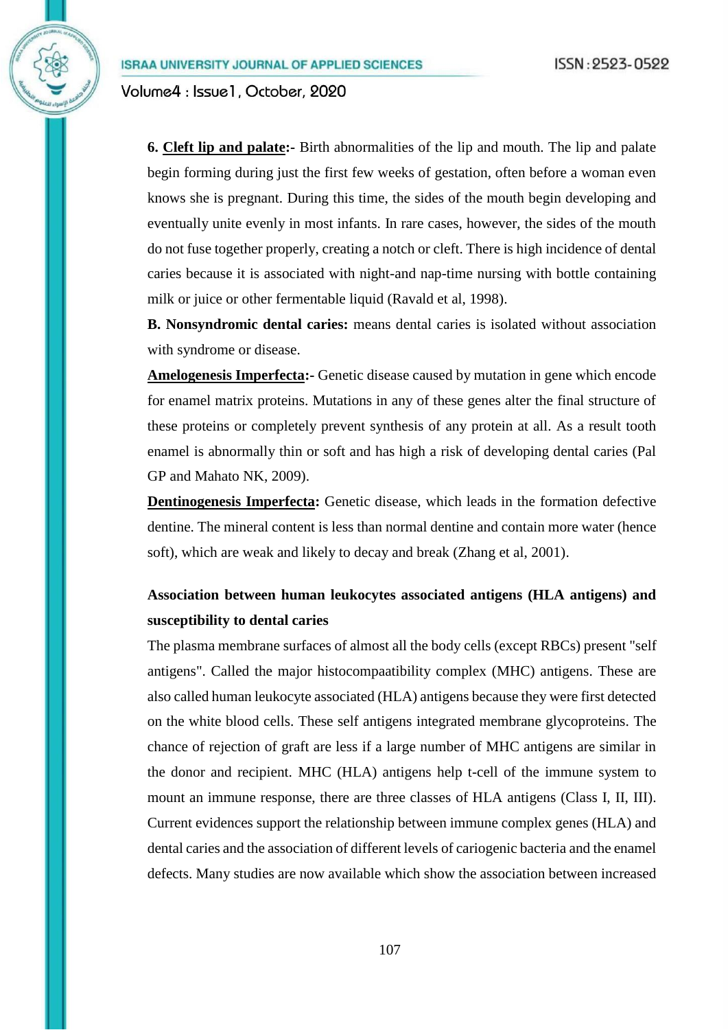**6. <u>Cleft lip and palate</u>:-** Birth abnormalities of the lip and mouth. The lip and palate begin forming during just the first few weeks of gestation, often before a woman even knows she is pregnant. During this time, the sides of the mouth begin developing and eventually unite evenly in most infants. In rare cases, however, the sides of the mouth do not fuse together properly, creating a notch or cleft. There is high incidence of dental caries because it is associated with night-and nap-time nursing with bottle containing milk or juice or other fermentable liquid (Ravald et al, 1998).

**B. Nonsyndromic dental caries:** means dental caries is isolated without association with syndrome or disease.

**<u>Amelogenesis Imperfecta</u>:-** Genetic disease caused by mutation in gene which encode for enamel matrix proteins. Mutations in any of these genes alter the final structure of these proteins or completely prevent synthesis of any protein at all. As a result tooth enamel is abnormally thin or soft and has high a risk of developing dental caries (Pal GP and Mahato NK, 2009).

**<u>Dentinogenesis Imperfecta</u>:** Genetic disease, which leads in the formation defective dentine. The mineral content is less than normal dentine and contain more water (hence soft), which are weak and likely to decay and break (Zhang et al, 2001).

**Association between human leukocytes associated antigens (HLA antigens) and susceptibility to dental caries**

The plasma membrane surfaces of almost all the body cells (except RBCs) present "self antigens". Called the major histocompaatibility complex (MHC) antigens. These are also called human leukocyte associated (HLA) antigens because they were first detected on the white blood cells. These self antigens integrated membrane glycoproteins. The chance of rejection of graft are less if a large number of MHC antigens are similar in the donor and recipient. MHC (HLA) antigens help t-cell of the immune system to mount an immune response, there are three classes of HLA antigens (Class I, II, III). Current evidences support the relationship between immune complex genes (HLA) and dental caries and the association of different levels of cariogenic bacteria and the enamel defects. Many studies are now available which show the association between increased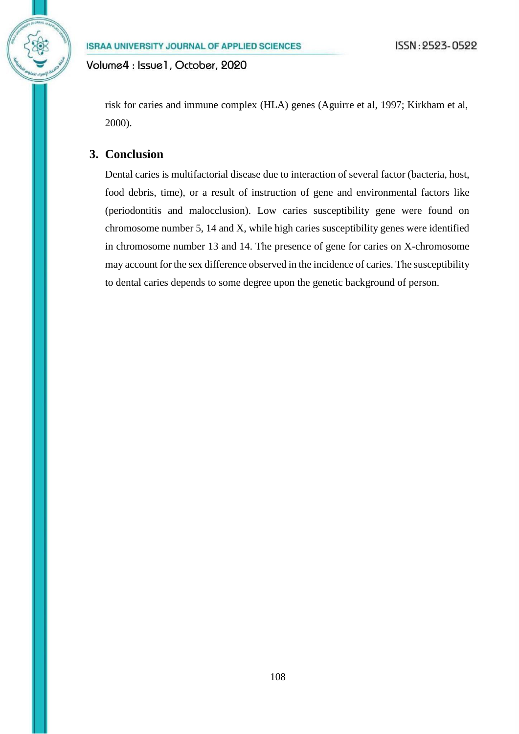risk for caries and immune complex (HLA) genes (Aguirre et al, 1997; Kirkham et al, 2000).

## 3. Conclusion

Dental caries is multifactorial disease due to interaction of several factor (bacteria, host, food debris, time), or a result of instruction of gene and environmental factors like (periodontitis and malocclusion). Low caries susceptibility gene were found on chromosome number 5, 14 and X, while high caries susceptibility genes were identified in chromosome number 13 and 14. The presence of gene for caries on X-chromosome may account for the sex difference observed in the incidence of caries. The susceptibility to dental caries depends to some degree upon the genetic background of person.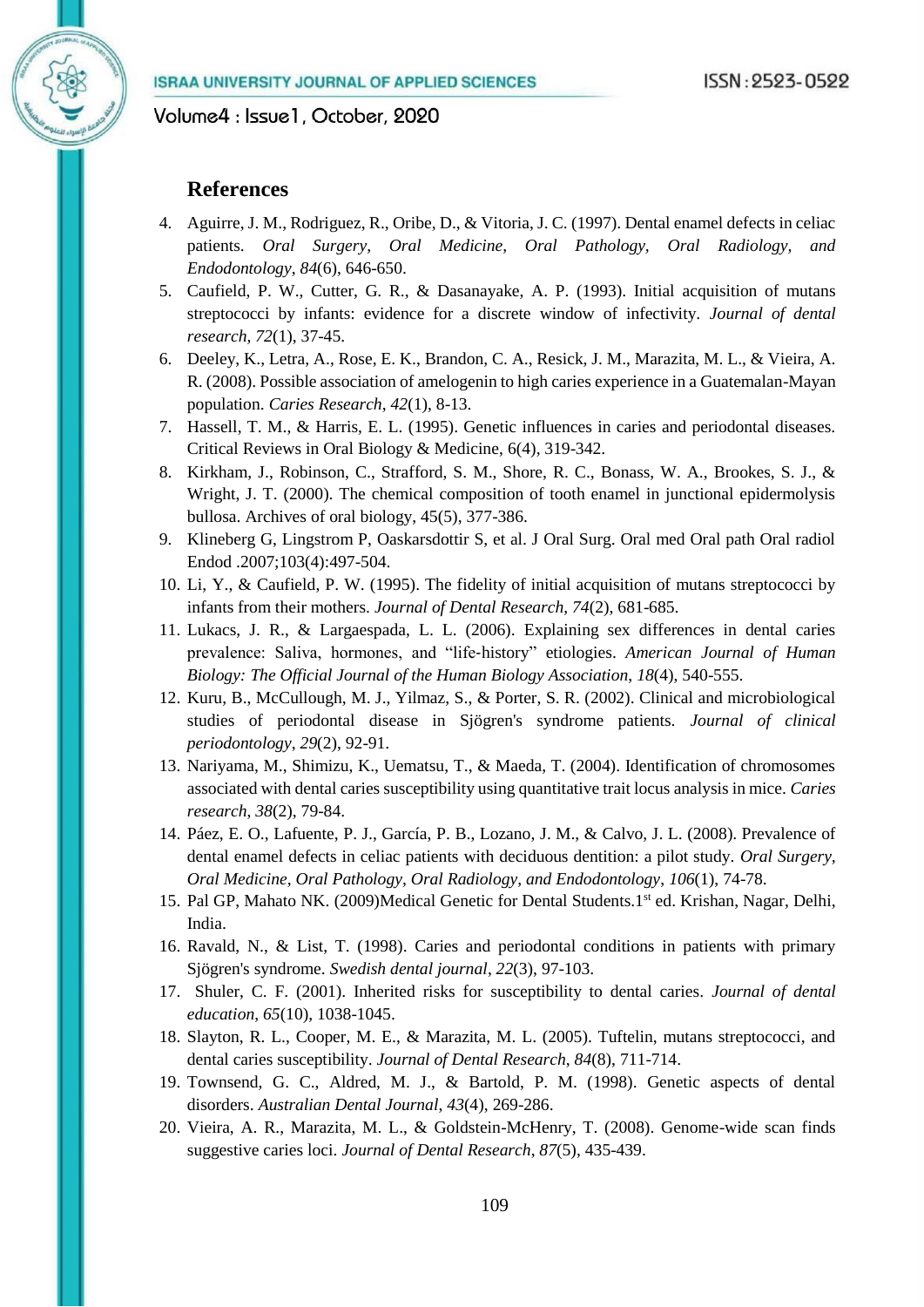## References

4. Aguirre, J. M., Rodriguez, R., Oribe, D., & Vitoria, J. C. (1997). Dental enamel defects in celiac patients. *Oral Surgery, Oral Medicine, Oral Pathology, Oral Radiology, and Endodontology*, *84*(6), 646-650.
5. Caufield, P. W., Cutter, G. R., & Dasanayake, A. P. (1993). Initial acquisition of mutans streptococci by infants: evidence for a discrete window of infectivity. *Journal of dental research*, *72*(1), 37-45.
6. Deeley, K., Letra, A., Rose, E. K., Brandon, C. A., Resick, J. M., Marazita, M. L., & Vieira, A. R. (2008). Possible association of amelogenin to high caries experience in a Guatemalan-Mayan population. *Caries Research*, *42*(1), 8-13.
7. Hassell, T. M., & Harris, E. L. (1995). Genetic influences in caries and periodontal diseases. Critical Reviews in Oral Biology & Medicine, 6(4), 319-342.
8. Kirkham, J., Robinson, C., Strafford, S. M., Shore, R. C., Bonass, W. A., Brookes, S. J., & Wright, J. T. (2000). The chemical composition of tooth enamel in junctional epidermolysis bullosa. Archives of oral biology, 45(5), 377-386.
9. Klineberg G, Lingstrom P, Oaskarsdottir S, et al. J Oral Surg. Oral med Oral path Oral radiol Endod .2007;103(4):497-504.
10. Li, Y., & Caufield, P. W. (1995). The fidelity of initial acquisition of mutans streptococci by infants from their mothers. *Journal of Dental Research*, *74*(2), 681-685.
11. Lukacs, J. R., & Largaespada, L. L. (2006). Explaining sex differences in dental caries prevalence: Saliva, hormones, and "life‐history" etiologies. *American Journal of Human Biology: The Official Journal of the Human Biology Association*, *18*(4), 540-555.
12. Kuru, B., McCullough, M. J., Yilmaz, S., & Porter, S. R. (2002). Clinical and microbiological studies of periodontal disease in Sjögren's syndrome patients. *Journal of clinical periodontology*, *29*(2), 92-91.
13. Nariyama, M., Shimizu, K., Uematsu, T., & Maeda, T. (2004). Identification of chromosomes associated with dental caries susceptibility using quantitative trait locus analysis in mice. *Caries research*, *38*(2), 79-84.
14. Páez, E. O., Lafuente, P. J., García, P. B., Lozano, J. M., & Calvo, J. L. (2008). Prevalence of dental enamel defects in celiac patients with deciduous dentition: a pilot study. *Oral Surgery, Oral Medicine, Oral Pathology, Oral Radiology, and Endodontology*, *106*(1), 74-78.
15. Pal GP, Mahato NK. (2009)Medical Genetic for Dental Students.1st ed. Krishan, Nagar, Delhi, India.
16. Ravald, N., & List, T. (1998). Caries and periodontal conditions in patients with primary Sjögren's syndrome. *Swedish dental journal*, *22*(3), 97-103.
17. Shuler, C. F. (2001). Inherited risks for susceptibility to dental caries. *Journal of dental education*, *65*(10), 1038-1045.
18. Slayton, R. L., Cooper, M. E., & Marazita, M. L. (2005). Tuftelin, mutans streptococci, and dental caries susceptibility. *Journal of Dental Research*, *84*(8), 711-714.
19. Townsend, G. C., Aldred, M. J., & Bartold, P. M. (1998). Genetic aspects of dental disorders. *Australian Dental Journal*, *43*(4), 269-286.
20. Vieira, A. R., Marazita, M. L., & Goldstein-McHenry, T. (2008). Genome-wide scan finds suggestive caries loci. *Journal of Dental Research*, *87*(5), 435-439.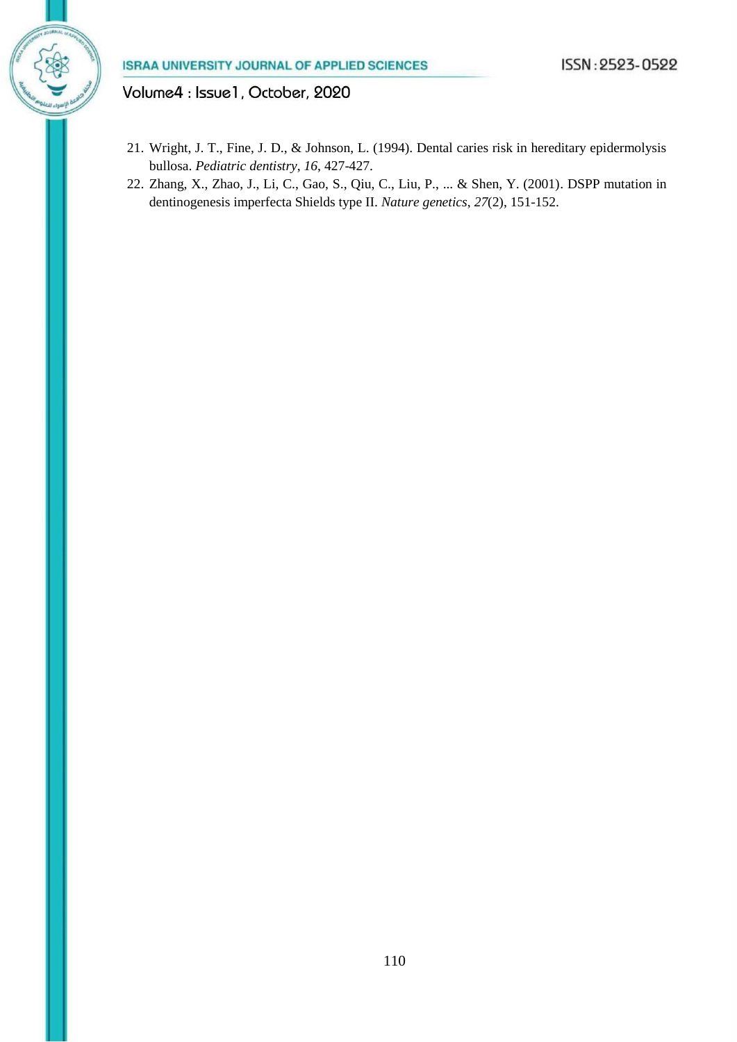21. Wright, J. T., Fine, J. D., & Johnson, L. (1994). Dental caries risk in hereditary epidermolysis bullosa. *Pediatric dentistry*, *16*, 427-427.
22. Zhang, X., Zhao, J., Li, C., Gao, S., Qiu, C., Liu, P., ... & Shen, Y. (2001). DSPP mutation in dentinogenesis imperfecta Shields type II. *Nature genetics*, *27*(2), 151-152.